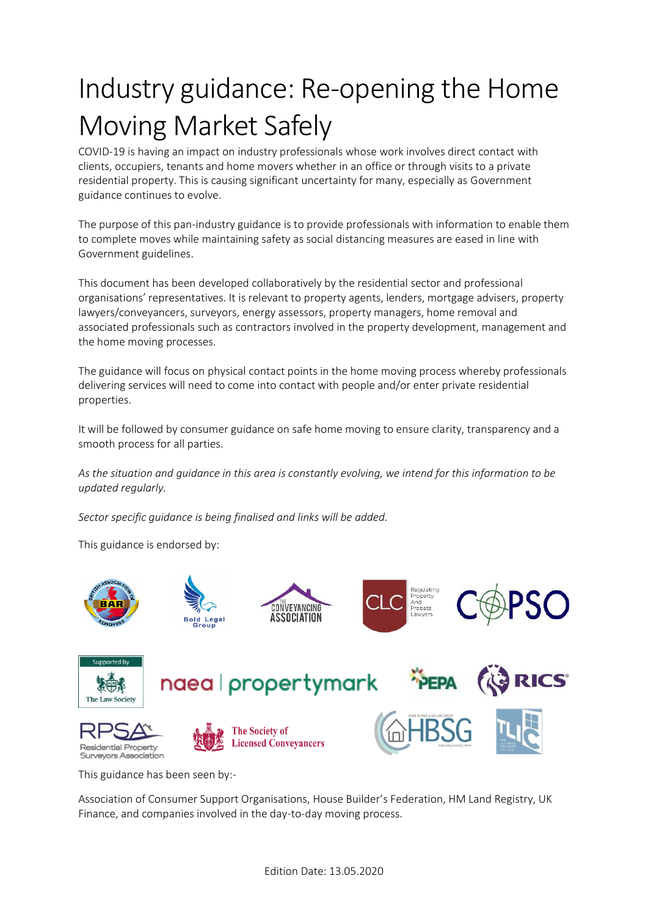# Industry guidance: Re-opening the Home Moving Market Safely

COVID-19 is having an impact on industry professionals whose work involves direct contact with clients, occupiers, tenants and home movers whether in an office or through visits to a private residential property. This is causing significant uncertainty for many, especially as Government guidance continues to evolve.

The purpose of this pan-industry guidance is to provide professionals with information to enable them to complete moves while maintaining safety as social distancing measures are eased in line with Government guidelines.

This document has been developed collaboratively by the residential sector and professional organisations' representatives. It is relevant to property agents, lenders, mortgage advisers, property lawyers/conveyancers, surveyors, energy assessors, property managers, home removal and associated professionals such as contractors involved in the property development, management and the home moving processes.

The guidance will focus on physical contact points in the home moving process whereby professionals delivering services will need to come into contact with people and/or enter private residential properties.

It will be followed by consumer guidance on safe home moving to ensure clarity, transparency and a smooth process for all parties.

*As the situation and guidance in this area is constantly evolving, we intend for this information to be updated regularly.*

*Sector specific guidance is being finalised and links will be added.*

This guidance is endorsed by:

This guidance has been seen by:-

Association of Consumer Support Organisations, House Builder's Federation, HM Land Registry, UK Finance, and companies involved in the day-to-day moving process.

Edition Date: 13.05.2020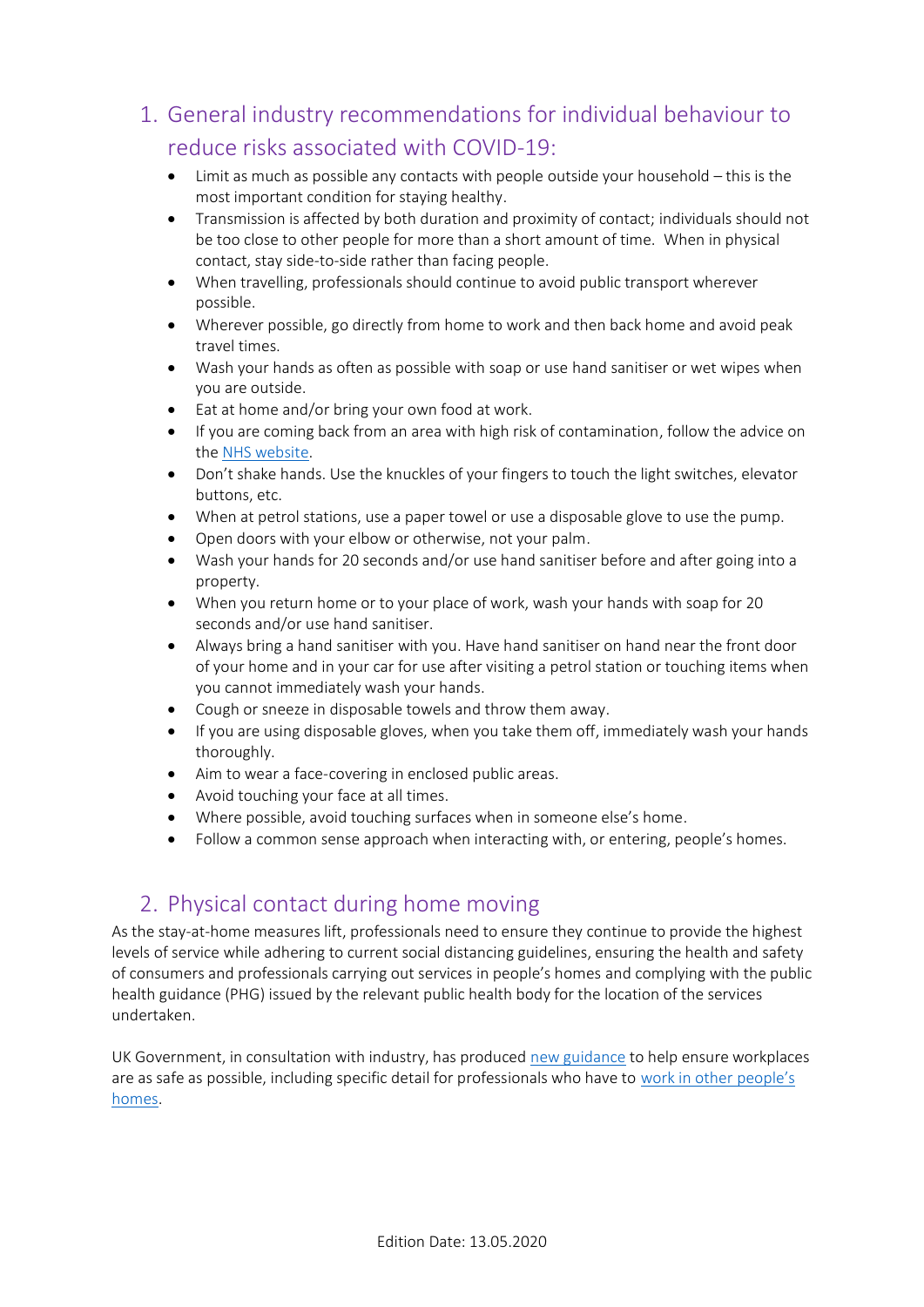## 1. General industry recommendations for individual behaviour to reduce risks associated with COVID-19:

- Limit as much as possible any contacts with people outside your household – this is the most important condition for staying healthy.
- Transmission is affected by both duration and proximity of contact; individuals should not be too close to other people for more than a short amount of time. When in physical contact, stay side-to-side rather than facing people.
- When travelling, professionals should continue to avoid public transport wherever possible.
- Wherever possible, go directly from home to work and then back home and avoid peak travel times.
- Wash your hands as often as possible with soap or use hand sanitiser or wet wipes when you are outside.
- Eat at home and/or bring your own food at work.
- If you are coming back from an area with high risk of contamination, follow the advice on the NHS website.
- Don't shake hands. Use the knuckles of your fingers to touch the light switches, elevator buttons, etc.
- When at petrol stations, use a paper towel or use a disposable glove to use the pump.
- Open doors with your elbow or otherwise, not your palm.
- Wash your hands for 20 seconds and/or use hand sanitiser before and after going into a property.
- When you return home or to your place of work, wash your hands with soap for 20 seconds and/or use hand sanitiser.
- Always bring a hand sanitiser with you. Have hand sanitiser on hand near the front door of your home and in your car for use after visiting a petrol station or touching items when you cannot immediately wash your hands.
- Cough or sneeze in disposable towels and throw them away.
- If you are using disposable gloves, when you take them off, immediately wash your hands thoroughly.
- Aim to wear a face-covering in enclosed public areas.
- Avoid touching your face at all times.
- Where possible, avoid touching surfaces when in someone else's home.
- Follow a common sense approach when interacting with, or entering, people's homes.

## 2. Physical contact during home moving

As the stay-at-home measures lift, professionals need to ensure they continue to provide the highest levels of service while adhering to current social distancing guidelines, ensuring the health and safety of consumers and professionals carrying out services in people's homes and complying with the public health guidance (PHG) issued by the relevant public health body for the location of the services undertaken.

UK Government, in consultation with industry, has produced new guidance to help ensure workplaces are as safe as possible, including specific detail for professionals who have to work in other people's homes.

Edition Date: 13.05.2020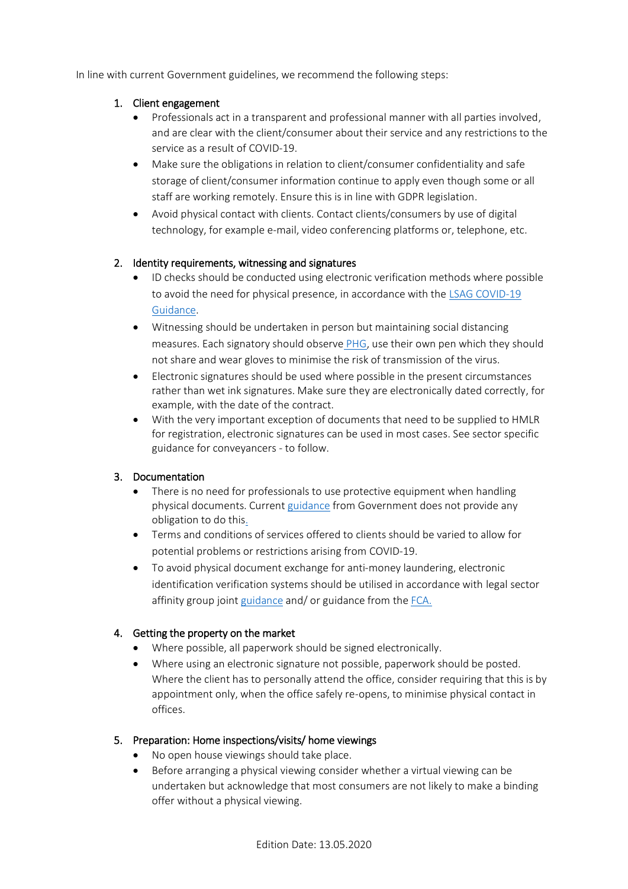In line with current Government guidelines, we recommend the following steps:

1. Client engagement
    - Professionals act in a transparent and professional manner with all parties involved, and are clear with the client/consumer about their service and any restrictions to the service as a result of COVID-19.
    - Make sure the obligations in relation to client/consumer confidentiality and safe storage of client/consumer information continue to apply even though some or all staff are working remotely. Ensure this is in line with GDPR legislation.
    - Avoid physical contact with clients. Contact clients/consumers by use of digital technology, for example e-mail, video conferencing platforms or, telephone, etc.

2. Identity requirements, witnessing and signatures
    - ID checks should be conducted using electronic verification methods where possible to avoid the need for physical presence, in accordance with the LSAG COVID-19 Guidance.
    - Witnessing should be undertaken in person but maintaining social distancing measures. Each signatory should observe PHG, use their own pen which they should not share and wear gloves to minimise the risk of transmission of the virus.
    - Electronic signatures should be used where possible in the present circumstances rather than wet ink signatures. Make sure they are electronically dated correctly, for example, with the date of the contract.
    - With the very important exception of documents that need to be supplied to HMLR for registration, electronic signatures can be used in most cases. See sector specific guidance for conveyancers - to follow.

3. Documentation
    - There is no need for professionals to use protective equipment when handling physical documents. Current guidance from Government does not provide any obligation to do this.
    - Terms and conditions of services offered to clients should be varied to allow for potential problems or restrictions arising from COVID-19.
    - To avoid physical document exchange for anti-money laundering, electronic identification verification systems should be utilised in accordance with legal sector affinity group joint guidance and/ or guidance from the FCA.

4. Getting the property on the market
    - Where possible, all paperwork should be signed electronically.
    - Where using an electronic signature not possible, paperwork should be posted. Where the client has to personally attend the office, consider requiring that this is by appointment only, when the office safely re-opens, to minimise physical contact in offices.

5. Preparation: Home inspections/visits/ home viewings
    - No open house viewings should take place.
    - Before arranging a physical viewing consider whether a virtual viewing can be undertaken but acknowledge that most consumers are not likely to make a binding offer without a physical viewing.

Edition Date: 13.05.2020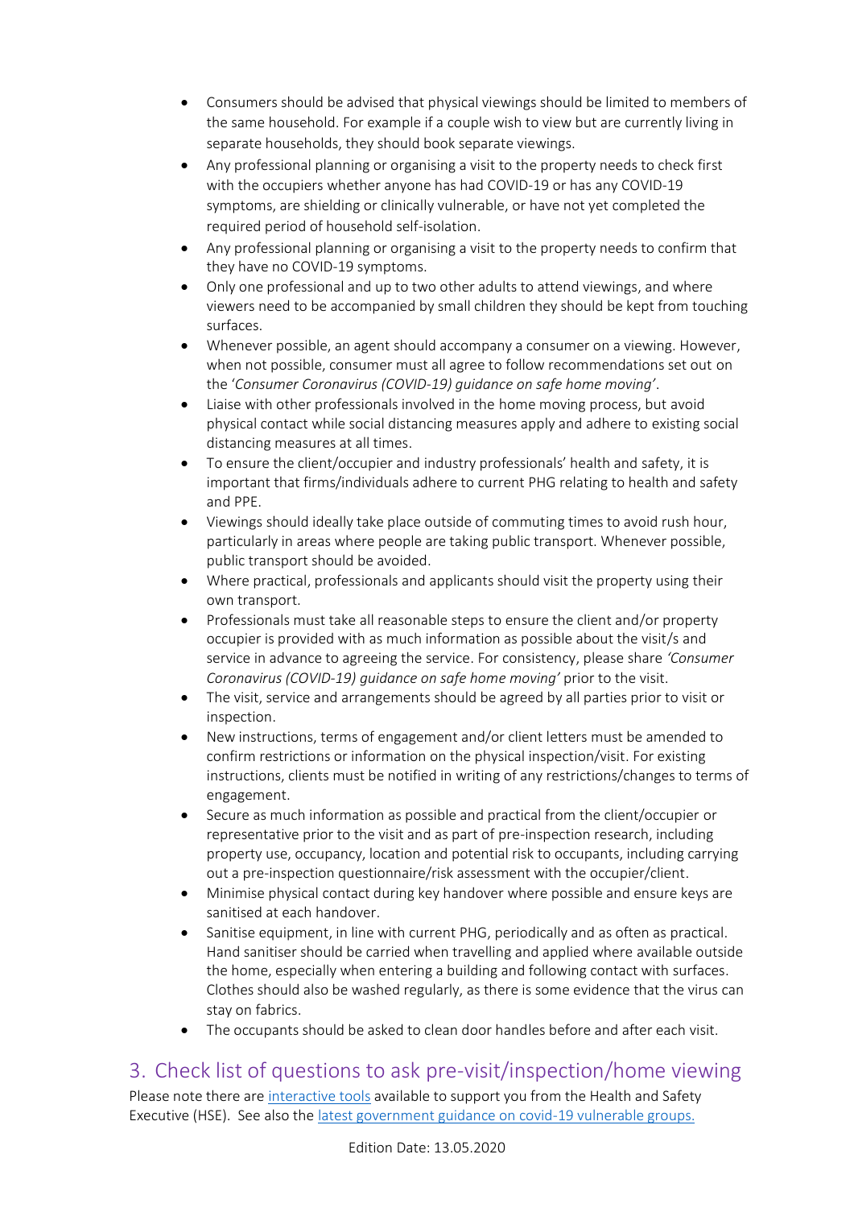- Consumers should be advised that physical viewings should be limited to members of the same household. For example if a couple wish to view but are currently living in separate households, they should book separate viewings.
- Any professional planning or organising a visit to the property needs to check first with the occupiers whether anyone has had COVID-19 or has any COVID-19 symptoms, are shielding or clinically vulnerable, or have not yet completed the required period of household self-isolation.
- Any professional planning or organising a visit to the property needs to confirm that they have no COVID-19 symptoms.
- Only one professional and up to two other adults to attend viewings, and where viewers need to be accompanied by small children they should be kept from touching surfaces.
- Whenever possible, an agent should accompany a consumer on a viewing. However, when not possible, consumer must all agree to follow recommendations set out on the '*Consumer Coronavirus (COVID-19) guidance on safe home moving*'.
- Liaise with other professionals involved in the home moving process, but avoid physical contact while social distancing measures apply and adhere to existing social distancing measures at all times.
- To ensure the client/occupier and industry professionals' health and safety, it is important that firms/individuals adhere to current PHG relating to health and safety and PPE.
- Viewings should ideally take place outside of commuting times to avoid rush hour, particularly in areas where people are taking public transport. Whenever possible, public transport should be avoided.
- Where practical, professionals and applicants should visit the property using their own transport.
- Professionals must take all reasonable steps to ensure the client and/or property occupier is provided with as much information as possible about the visit/s and service in advance to agreeing the service. For consistency, please share *'Consumer Coronavirus (COVID-19) guidance on safe home moving'* prior to the visit.
- The visit, service and arrangements should be agreed by all parties prior to visit or inspection.
- New instructions, terms of engagement and/or client letters must be amended to confirm restrictions or information on the physical inspection/visit. For existing instructions, clients must be notified in writing of any restrictions/changes to terms of engagement.
- Secure as much information as possible and practical from the client/occupier or representative prior to the visit and as part of pre-inspection research, including property use, occupancy, location and potential risk to occupants, including carrying out a pre-inspection questionnaire/risk assessment with the occupier/client.
- Minimise physical contact during key handover where possible and ensure keys are sanitised at each handover.
- Sanitise equipment, in line with current PHG, periodically and as often as practical. Hand sanitiser should be carried when travelling and applied where available outside the home, especially when entering a building and following contact with surfaces. Clothes should also be washed regularly, as there is some evidence that the virus can stay on fabrics.
- The occupants should be asked to clean door handles before and after each visit.

## 3. Check list of questions to ask pre-visit/inspection/home viewing

Please note there are interactive tools available to support you from the Health and Safety Executive (HSE). See also the latest government guidance on covid-19 vulnerable groups.

Edition Date: 13.05.2020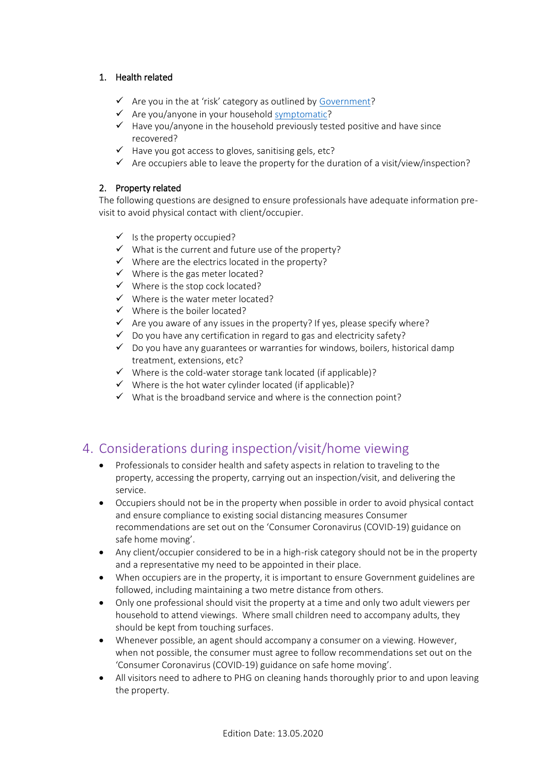1. Health related

- ✓ Are you in the at 'risk' category as outlined by Government?
- ✓ Are you/anyone in your household symptomatic?
- ✓ Have you/anyone in the household previously tested positive and have since recovered?
- ✓ Have you got access to gloves, sanitising gels, etc?
- ✓ Are occupiers able to leave the property for the duration of a visit/view/inspection?

2. Property related

The following questions are designed to ensure professionals have adequate information pre-visit to avoid physical contact with client/occupier.

- ✓ Is the property occupied?
- ✓ What is the current and future use of the property?
- ✓ Where are the electrics located in the property?
- ✓ Where is the gas meter located?
- ✓ Where is the stop cock located?
- ✓ Where is the water meter located?
- ✓ Where is the boiler located?
- ✓ Are you aware of any issues in the property? If yes, please specify where?
- ✓ Do you have any certification in regard to gas and electricity safety?
- ✓ Do you have any guarantees or warranties for windows, boilers, historical damp treatment, extensions, etc?
- ✓ Where is the cold-water storage tank located (if applicable)?
- ✓ Where is the hot water cylinder located (if applicable)?
- ✓ What is the broadband service and where is the connection point?

## 4. Considerations during inspection/visit/home viewing

- Professionals to consider health and safety aspects in relation to traveling to the property, accessing the property, carrying out an inspection/visit, and delivering the service.
- Occupiers should not be in the property when possible in order to avoid physical contact and ensure compliance to existing social distancing measures Consumer recommendations are set out on the 'Consumer Coronavirus (COVID-19) guidance on safe home moving'.
- Any client/occupier considered to be in a high-risk category should not be in the property and a representative my need to be appointed in their place.
- When occupiers are in the property, it is important to ensure Government guidelines are followed, including maintaining a two metre distance from others.
- Only one professional should visit the property at a time and only two adult viewers per household to attend viewings. Where small children need to accompany adults, they should be kept from touching surfaces.
- Whenever possible, an agent should accompany a consumer on a viewing. However, when not possible, the consumer must agree to follow recommendations set out on the 'Consumer Coronavirus (COVID-19) guidance on safe home moving'.
- All visitors need to adhere to PHG on cleaning hands thoroughly prior to and upon leaving the property.

Edition Date: 13.05.2020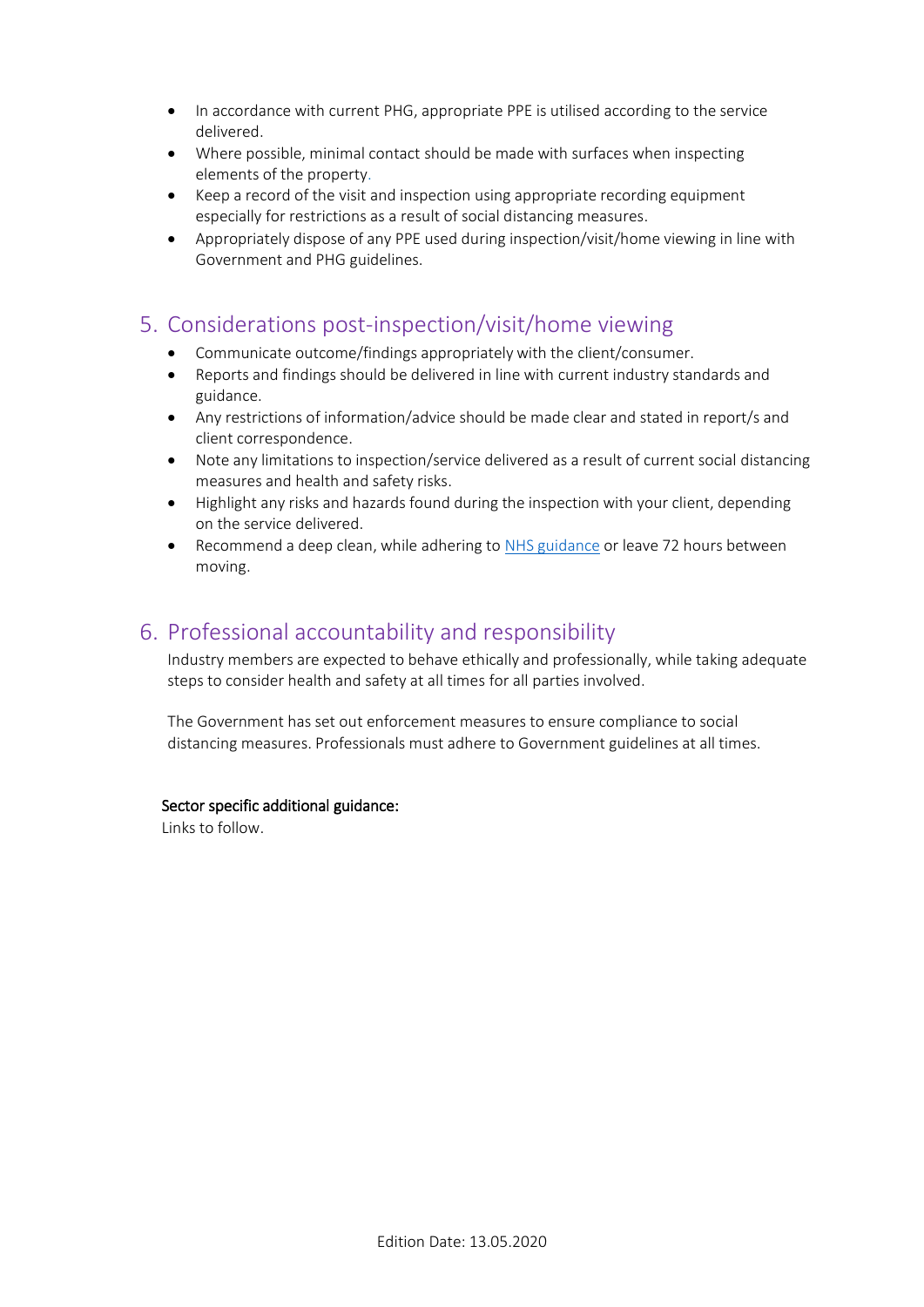- In accordance with current PHG, appropriate PPE is utilised according to the service delivered.
- Where possible, minimal contact should be made with surfaces when inspecting elements of the property.
- Keep a record of the visit and inspection using appropriate recording equipment especially for restrictions as a result of social distancing measures.
- Appropriately dispose of any PPE used during inspection/visit/home viewing in line with Government and PHG guidelines.

## 5. Considerations post-inspection/visit/home viewing

- Communicate outcome/findings appropriately with the client/consumer.
- Reports and findings should be delivered in line with current industry standards and guidance.
- Any restrictions of information/advice should be made clear and stated in report/s and client correspondence.
- Note any limitations to inspection/service delivered as a result of current social distancing measures and health and safety risks.
- Highlight any risks and hazards found during the inspection with your client, depending on the service delivered.
- Recommend a deep clean, while adhering to NHS guidance or leave 72 hours between moving.

## 6. Professional accountability and responsibility

Industry members are expected to behave ethically and professionally, while taking adequate steps to consider health and safety at all times for all parties involved.

The Government has set out enforcement measures to ensure compliance to social distancing measures. Professionals must adhere to Government guidelines at all times.

**Sector specific additional guidance:**
Links to follow.

Edition Date: 13.05.2020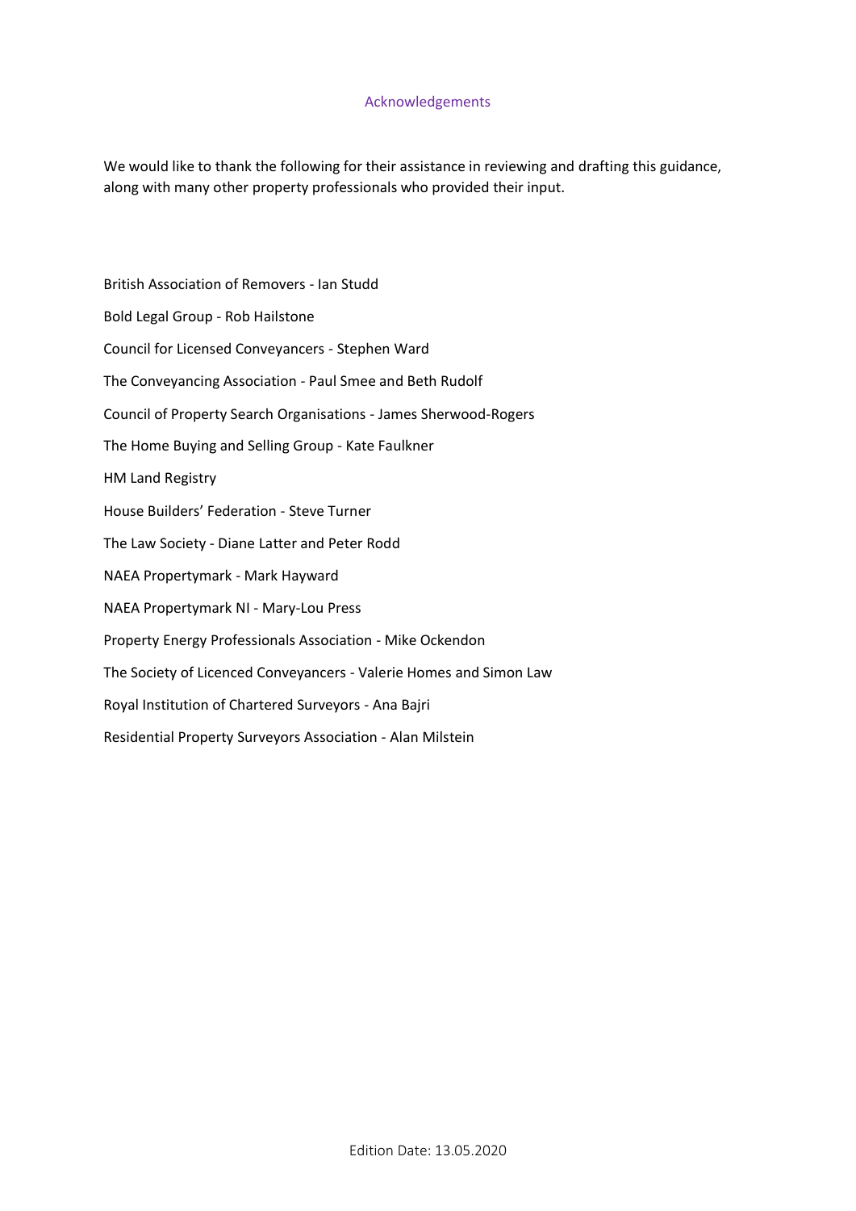## Acknowledgements

We would like to thank the following for their assistance in reviewing and drafting this guidance, along with many other property professionals who provided their input.

British Association of Removers - Ian Studd

Bold Legal Group - Rob Hailstone

Council for Licensed Conveyancers - Stephen Ward

The Conveyancing Association - Paul Smee and Beth Rudolf

Council of Property Search Organisations - James Sherwood-Rogers

The Home Buying and Selling Group - Kate Faulkner

HM Land Registry

House Builders' Federation - Steve Turner

The Law Society - Diane Latter and Peter Rodd

NAEA Propertymark - Mark Hayward

NAEA Propertymark NI - Mary-Lou Press

Property Energy Professionals Association - Mike Ockendon

The Society of Licenced Conveyancers - Valerie Homes and Simon Law

Royal Institution of Chartered Surveyors - Ana Bajri

Residential Property Surveyors Association - Alan Milstein

Edition Date: 13.05.2020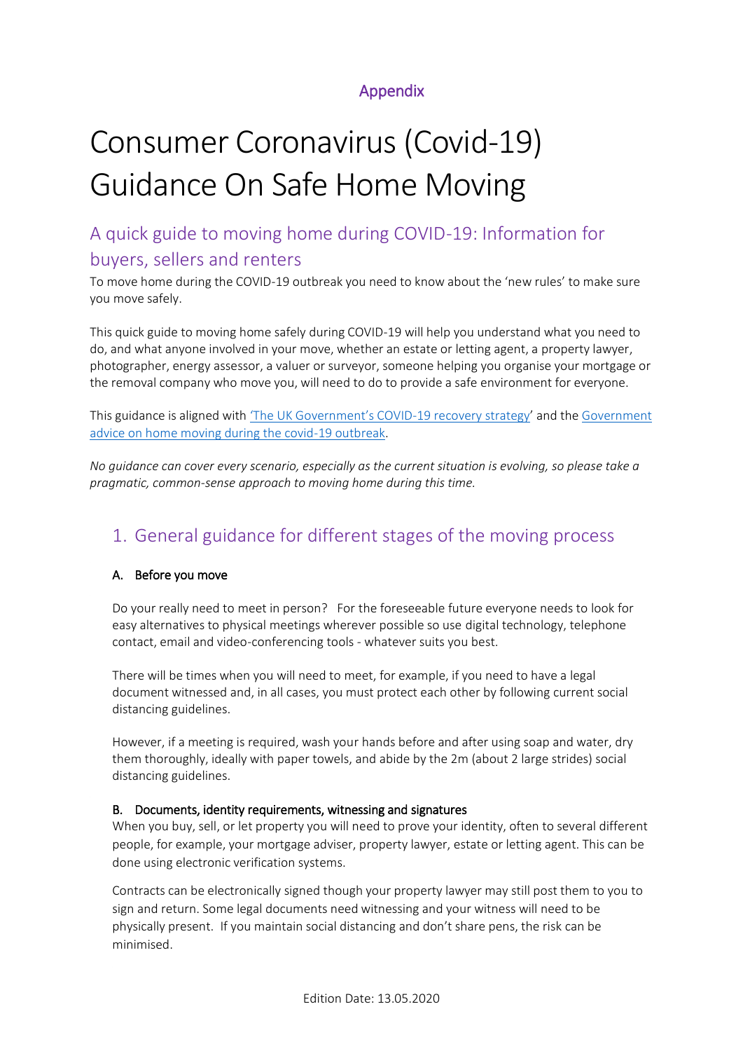Appendix

# Consumer Coronavirus (Covid-19) Guidance On Safe Home Moving

## A quick guide to moving home during COVID-19: Information for buyers, sellers and renters

To move home during the COVID-19 outbreak you need to know about the 'new rules' to make sure you move safely.

This quick guide to moving home safely during COVID-19 will help you understand what you need to do, and what anyone involved in your move, whether an estate or letting agent, a property lawyer, photographer, energy assessor, a valuer or surveyor, someone helping you organise your mortgage or the removal company who move you, will need to do to provide a safe environment for everyone.

This guidance is aligned with 'The UK Government's COVID-19 recovery strategy' and the Government advice on home moving during the covid-19 outbreak.

*No guidance can cover every scenario, especially as the current situation is evolving, so please take a pragmatic, common-sense approach to moving home during this time.*

## 1. General guidance for different stages of the moving process

### A. Before you move

Do your really need to meet in person? For the foreseeable future everyone needs to look for easy alternatives to physical meetings wherever possible so use digital technology, telephone contact, email and video-conferencing tools - whatever suits you best.

There will be times when you will need to meet, for example, if you need to have a legal document witnessed and, in all cases, you must protect each other by following current social distancing guidelines.

However, if a meeting is required, wash your hands before and after using soap and water, dry them thoroughly, ideally with paper towels, and abide by the 2m (about 2 large strides) social distancing guidelines.

### B. Documents, identity requirements, witnessing and signatures

When you buy, sell, or let property you will need to prove your identity, often to several different people, for example, your mortgage adviser, property lawyer, estate or letting agent. This can be done using electronic verification systems.

Contracts can be electronically signed though your property lawyer may still post them to you to sign and return. Some legal documents need witnessing and your witness will need to be physically present. If you maintain social distancing and don't share pens, the risk can be minimised.

Edition Date: 13.05.2020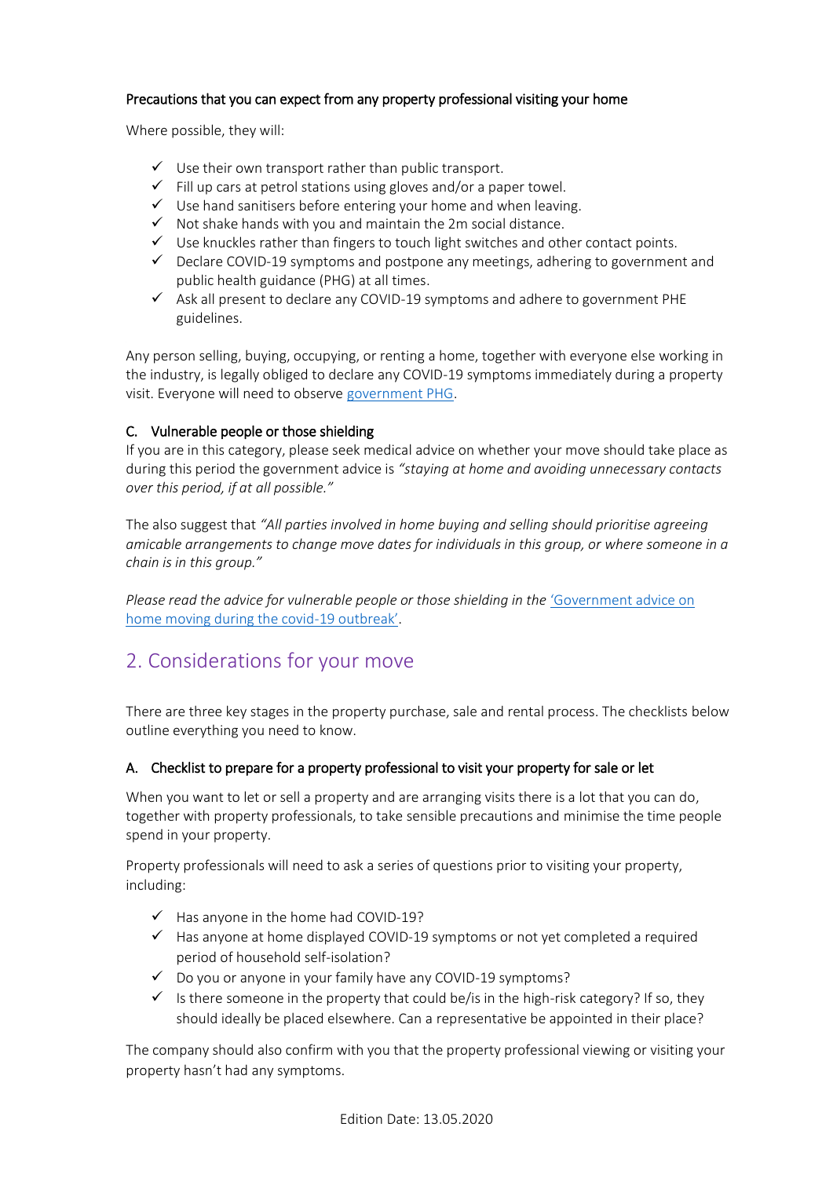**Precautions that you can expect from any property professional visiting your home**

Where possible, they will:

- ✓ Use their own transport rather than public transport.
- ✓ Fill up cars at petrol stations using gloves and/or a paper towel.
- ✓ Use hand sanitisers before entering your home and when leaving.
- ✓ Not shake hands with you and maintain the 2m social distance.
- ✓ Use knuckles rather than fingers to touch light switches and other contact points.
- ✓ Declare COVID-19 symptoms and postpone any meetings, adhering to government and public health guidance (PHG) at all times.
- ✓ Ask all present to declare any COVID-19 symptoms and adhere to government PHE guidelines.

Any person selling, buying, occupying, or renting a home, together with everyone else working in the industry, is legally obliged to declare any COVID-19 symptoms immediately during a property visit. Everyone will need to observe [government PHG](government PHG).

#### C. Vulnerable people or those shielding

If you are in this category, please seek medical advice on whether your move should take place as during this period the government advice is *"staying at home and avoiding unnecessary contacts over this period, if at all possible."*

The also suggest that *"All parties involved in home buying and selling should prioritise agreeing amicable arrangements to change move dates for individuals in this group, or where someone in a chain is in this group."*

*Please read the advice for vulnerable people or those shielding in the* ['Government advice on home moving during the covid-19 outbreak'](Government advice on home moving during the covid-19 outbreak).

## 2. Considerations for your move

There are three key stages in the property purchase, sale and rental process. The checklists below outline everything you need to know.

#### A. Checklist to prepare for a property professional to visit your property for sale or let

When you want to let or sell a property and are arranging visits there is a lot that you can do, together with property professionals, to take sensible precautions and minimise the time people spend in your property.

Property professionals will need to ask a series of questions prior to visiting your property, including:

- ✓ Has anyone in the home had COVID-19?
- ✓ Has anyone at home displayed COVID-19 symptoms or not yet completed a required period of household self-isolation?
- ✓ Do you or anyone in your family have any COVID-19 symptoms?
- ✓ Is there someone in the property that could be/is in the high-risk category? If so, they should ideally be placed elsewhere. Can a representative be appointed in their place?

The company should also confirm with you that the property professional viewing or visiting your property hasn't had any symptoms.

Edition Date: 13.05.2020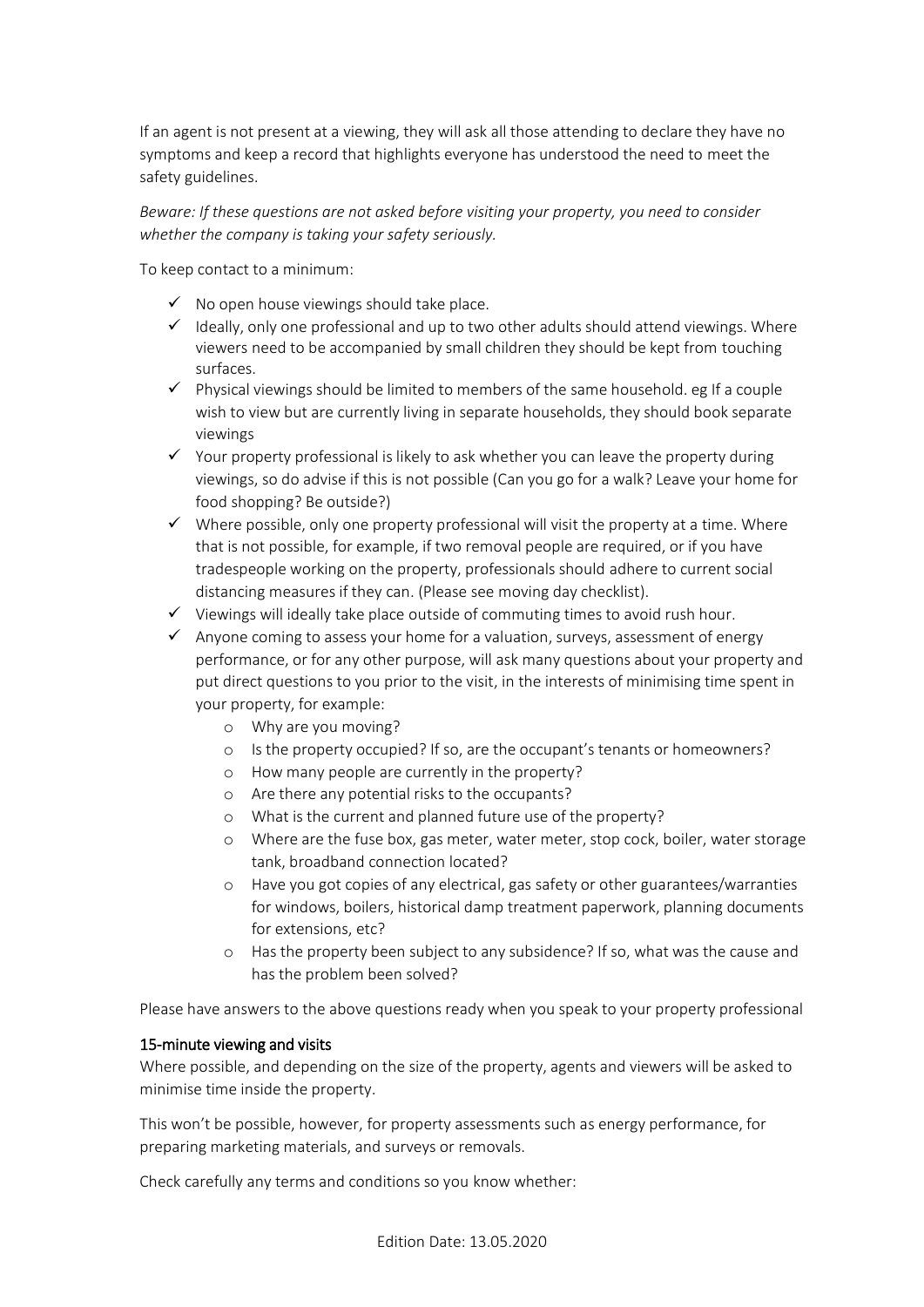If an agent is not present at a viewing, they will ask all those attending to declare they have no symptoms and keep a record that highlights everyone has understood the need to meet the safety guidelines.

*Beware: If these questions are not asked before visiting your property, you need to consider whether the company is taking your safety seriously.*

To keep contact to a minimum:

- ✓ No open house viewings should take place.
- ✓ Ideally, only one professional and up to two other adults should attend viewings. Where viewers need to be accompanied by small children they should be kept from touching surfaces.
- ✓ Physical viewings should be limited to members of the same household. eg If a couple wish to view but are currently living in separate households, they should book separate viewings
- ✓ Your property professional is likely to ask whether you can leave the property during viewings, so do advise if this is not possible (Can you go for a walk? Leave your home for food shopping? Be outside?)
- ✓ Where possible, only one property professional will visit the property at a time. Where that is not possible, for example, if two removal people are required, or if you have tradespeople working on the property, professionals should adhere to current social distancing measures if they can. (Please see moving day checklist).
- ✓ Viewings will ideally take place outside of commuting times to avoid rush hour.
- ✓ Anyone coming to assess your home for a valuation, surveys, assessment of energy performance, or for any other purpose, will ask many questions about your property and put direct questions to you prior to the visit, in the interests of minimising time spent in your property, for example:
  - Why are you moving?
  - Is the property occupied? If so, are the occupant's tenants or homeowners?
  - How many people are currently in the property?
  - Are there any potential risks to the occupants?
  - What is the current and planned future use of the property?
  - Where are the fuse box, gas meter, water meter, stop cock, boiler, water storage tank, broadband connection located?
  - Have you got copies of any electrical, gas safety or other guarantees/warranties for windows, boilers, historical damp treatment paperwork, planning documents for extensions, etc?
  - Has the property been subject to any subsidence? If so, what was the cause and has the problem been solved?

Please have answers to the above questions ready when you speak to your property professional

### 15-minute viewing and visits

Where possible, and depending on the size of the property, agents and viewers will be asked to minimise time inside the property.

This won't be possible, however, for property assessments such as energy performance, for preparing marketing materials, and surveys or removals.

Check carefully any terms and conditions so you know whether: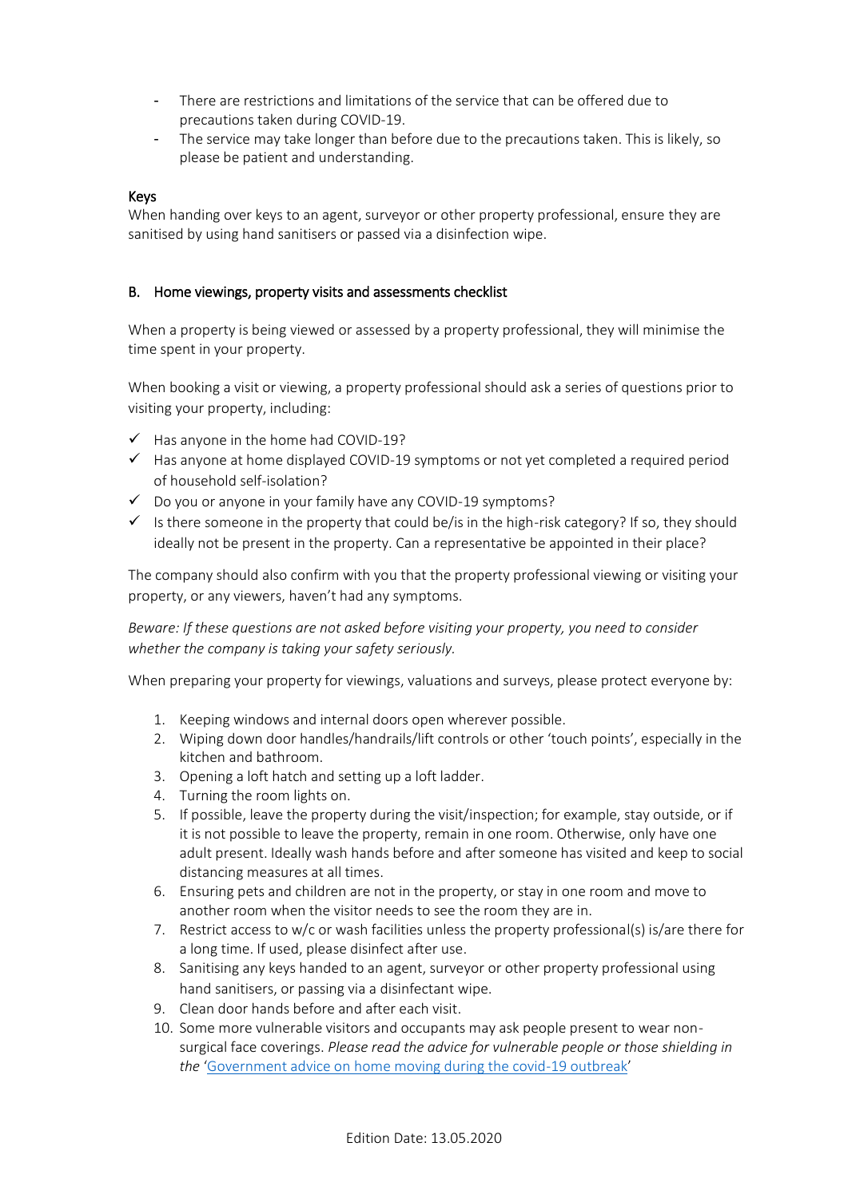- There are restrictions and limitations of the service that can be offered due to precautions taken during COVID-19.
- The service may take longer than before due to the precautions taken. This is likely, so please be patient and understanding.

**Keys**

When handing over keys to an agent, surveyor or other property professional, ensure they are sanitised by using hand sanitisers or passed via a disinfection wipe.

## B. Home viewings, property visits and assessments checklist

When a property is being viewed or assessed by a property professional, they will minimise the time spent in your property.

When booking a visit or viewing, a property professional should ask a series of questions prior to visiting your property, including:

- ✓ Has anyone in the home had COVID-19?
- ✓ Has anyone at home displayed COVID-19 symptoms or not yet completed a required period of household self-isolation?
- ✓ Do you or anyone in your family have any COVID-19 symptoms?
- ✓ Is there someone in the property that could be/is in the high-risk category? If so, they should ideally not be present in the property. Can a representative be appointed in their place?

The company should also confirm with you that the property professional viewing or visiting your property, or any viewers, haven't had any symptoms.

*Beware: If these questions are not asked before visiting your property, you need to consider whether the company is taking your safety seriously.*

When preparing your property for viewings, valuations and surveys, please protect everyone by:

1. Keeping windows and internal doors open wherever possible.
2. Wiping down door handles/handrails/lift controls or other 'touch points', especially in the kitchen and bathroom.
3. Opening a loft hatch and setting up a loft ladder.
4. Turning the room lights on.
5. If possible, leave the property during the visit/inspection; for example, stay outside, or if it is not possible to leave the property, remain in one room. Otherwise, only have one adult present. Ideally wash hands before and after someone has visited and keep to social distancing measures at all times.
6. Ensuring pets and children are not in the property, or stay in one room and move to another room when the visitor needs to see the room they are in.
7. Restrict access to w/c or wash facilities unless the property professional(s) is/are there for a long time. If used, please disinfect after use.
8. Sanitising any keys handed to an agent, surveyor or other property professional using hand sanitisers, or passing via a disinfectant wipe.
9. Clean door hands before and after each visit.
10. Some more vulnerable visitors and occupants may ask people present to wear non-surgical face coverings. *Please read the advice for vulnerable people or those shielding in the* '[Government advice on home moving during the covid-19 outbreak]'

Edition Date: 13.05.2020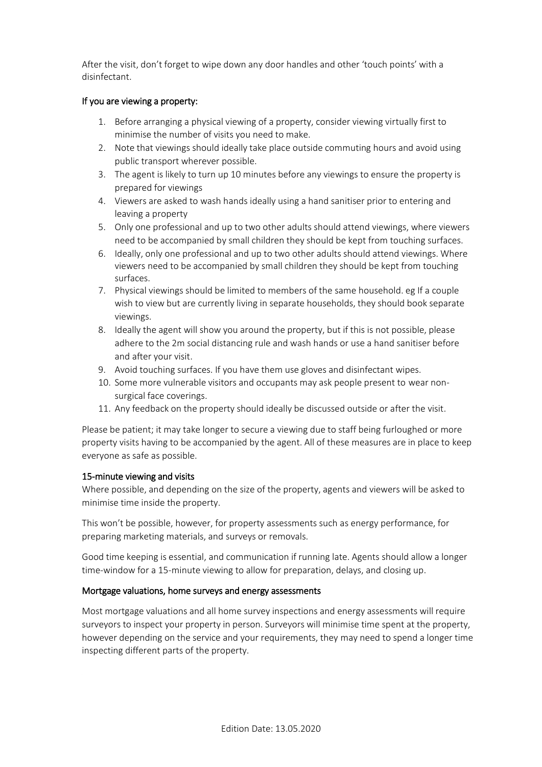After the visit, don't forget to wipe down any door handles and other 'touch points' with a disinfectant.

### If you are viewing a property:

1. Before arranging a physical viewing of a property, consider viewing virtually first to minimise the number of visits you need to make.
2. Note that viewings should ideally take place outside commuting hours and avoid using public transport wherever possible.
3. The agent is likely to turn up 10 minutes before any viewings to ensure the property is prepared for viewings
4. Viewers are asked to wash hands ideally using a hand sanitiser prior to entering and leaving a property
5. Only one professional and up to two other adults should attend viewings, where viewers need to be accompanied by small children they should be kept from touching surfaces.
6. Ideally, only one professional and up to two other adults should attend viewings. Where viewers need to be accompanied by small children they should be kept from touching surfaces.
7. Physical viewings should be limited to members of the same household. eg If a couple wish to view but are currently living in separate households, they should book separate viewings.
8. Ideally the agent will show you around the property, but if this is not possible, please adhere to the 2m social distancing rule and wash hands or use a hand sanitiser before and after your visit.
9. Avoid touching surfaces. If you have them use gloves and disinfectant wipes.
10. Some more vulnerable visitors and occupants may ask people present to wear non-surgical face coverings.
11. Any feedback on the property should ideally be discussed outside or after the visit.

Please be patient; it may take longer to secure a viewing due to staff being furloughed or more property visits having to be accompanied by the agent. All of these measures are in place to keep everyone as safe as possible.

### 15-minute viewing and visits

Where possible, and depending on the size of the property, agents and viewers will be asked to minimise time inside the property.

This won't be possible, however, for property assessments such as energy performance, for preparing marketing materials, and surveys or removals.

Good time keeping is essential, and communication if running late. Agents should allow a longer time-window for a 15-minute viewing to allow for preparation, delays, and closing up.

### Mortgage valuations, home surveys and energy assessments

Most mortgage valuations and all home survey inspections and energy assessments will require surveyors to inspect your property in person. Surveyors will minimise time spent at the property, however depending on the service and your requirements, they may need to spend a longer time inspecting different parts of the property.

Edition Date: 13.05.2020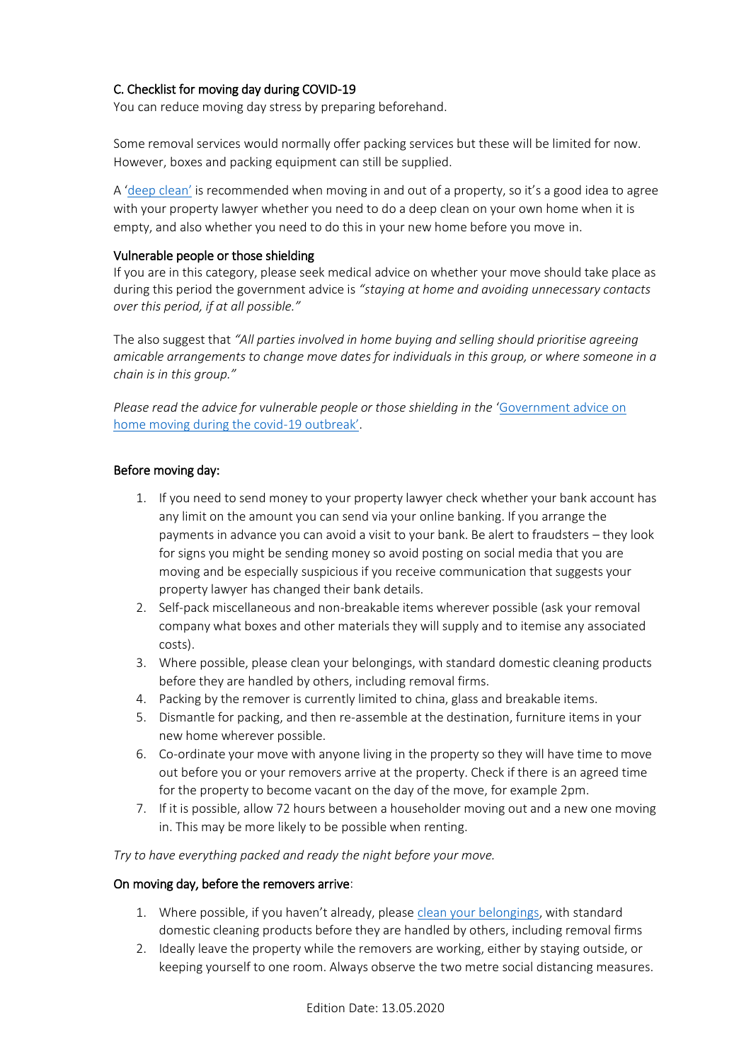### C. Checklist for moving day during COVID-19

You can reduce moving day stress by preparing beforehand.

Some removal services would normally offer packing services but these will be limited for now. However, boxes and packing equipment can still be supplied.

A 'deep clean' is recommended when moving in and out of a property, so it's a good idea to agree with your property lawyer whether you need to do a deep clean on your own home when it is empty, and also whether you need to do this in your new home before you move in.

#### Vulnerable people or those shielding

If you are in this category, please seek medical advice on whether your move should take place as during this period the government advice is *"staying at home and avoiding unnecessary contacts over this period, if at all possible."*

The also suggest that *"All parties involved in home buying and selling should prioritise agreeing amicable arrangements to change move dates for individuals in this group, or where someone in a chain is in this group."*

*Please read the advice for vulnerable people or those shielding in the* 'Government advice on home moving during the covid-19 outbreak'.

#### Before moving day:

1. If you need to send money to your property lawyer check whether your bank account has any limit on the amount you can send via your online banking. If you arrange the payments in advance you can avoid a visit to your bank. Be alert to fraudsters – they look for signs you might be sending money so avoid posting on social media that you are moving and be especially suspicious if you receive communication that suggests your property lawyer has changed their bank details.
2. Self-pack miscellaneous and non-breakable items wherever possible (ask your removal company what boxes and other materials they will supply and to itemise any associated costs).
3. Where possible, please clean your belongings, with standard domestic cleaning products before they are handled by others, including removal firms.
4. Packing by the remover is currently limited to china, glass and breakable items.
5. Dismantle for packing, and then re-assemble at the destination, furniture items in your new home wherever possible.
6. Co-ordinate your move with anyone living in the property so they will have time to move out before you or your removers arrive at the property. Check if there is an agreed time for the property to become vacant on the day of the move, for example 2pm.
7. If it is possible, allow 72 hours between a householder moving out and a new one moving in. This may be more likely to be possible when renting.

*Try to have everything packed and ready the night before your move.*

#### On moving day, before the removers arrive:

1. Where possible, if you haven't already, please clean your belongings, with standard domestic cleaning products before they are handled by others, including removal firms
2. Ideally leave the property while the removers are working, either by staying outside, or keeping yourself to one room. Always observe the two metre social distancing measures.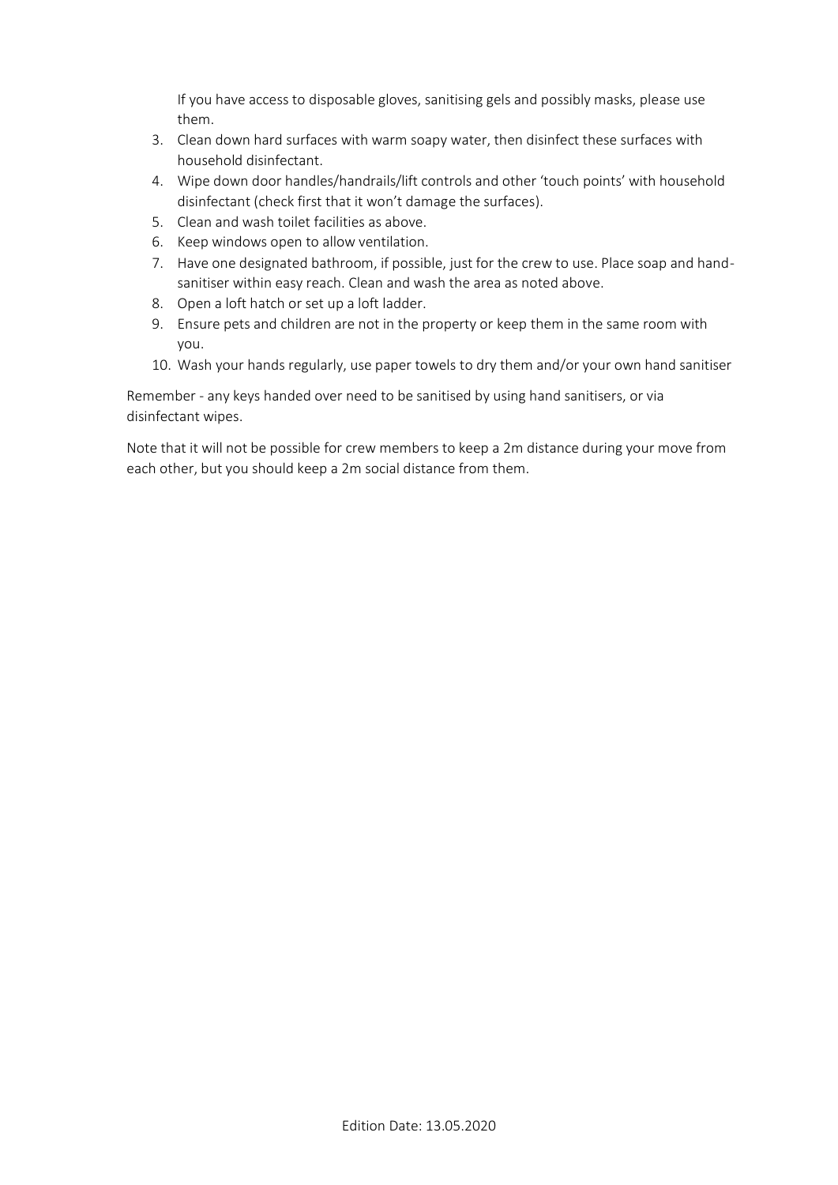If you have access to disposable gloves, sanitising gels and possibly masks, please use them.

3. Clean down hard surfaces with warm soapy water, then disinfect these surfaces with household disinfectant.
4. Wipe down door handles/handrails/lift controls and other 'touch points' with household disinfectant (check first that it won't damage the surfaces).
5. Clean and wash toilet facilities as above.
6. Keep windows open to allow ventilation.
7. Have one designated bathroom, if possible, just for the crew to use. Place soap and hand-sanitiser within easy reach. Clean and wash the area as noted above.
8. Open a loft hatch or set up a loft ladder.
9. Ensure pets and children are not in the property or keep them in the same room with you.
10. Wash your hands regularly, use paper towels to dry them and/or your own hand sanitiser

Remember - any keys handed over need to be sanitised by using hand sanitisers, or via disinfectant wipes.

Note that it will not be possible for crew members to keep a 2m distance during your move from each other, but you should keep a 2m social distance from them.

Edition Date: 13.05.2020